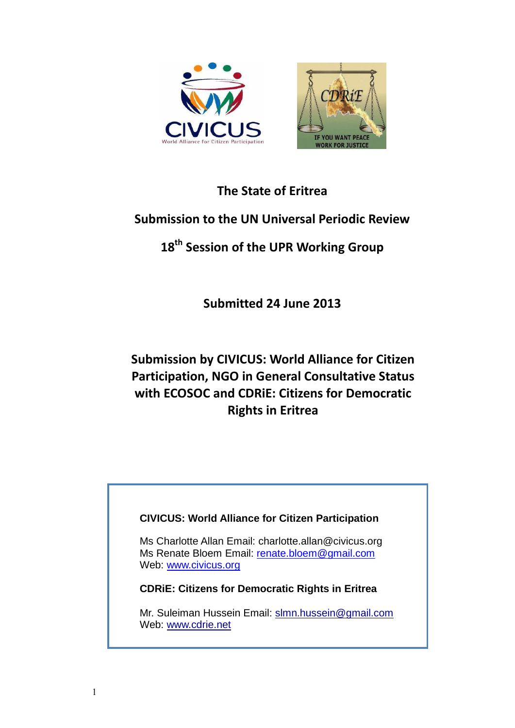# The State of Eritrea

## Submission to the UN Universal Periodic Review

## 18th Session of the UPR Working Group

**Submitted 24 June 2013**

**Submission by CIVICUS: World Alliance for Citizen Participation, NGO in General Consultative Status with ECOSOC and CDRiE: Citizens for Democratic Rights in Eritrea**

**CIVICUS: World Alliance for Citizen Participation**

Ms Charlotte Allan Email: charlotte.allan@civicus.org
Ms Renate Bloem Email: renate.bloem@gmail.com
Web: www.civicus.org

**CDRiE: Citizens for Democratic Rights in Eritrea**

Mr. Suleiman Hussein Email: slmn.hussein@gmail.com
Web: www.cdrie.net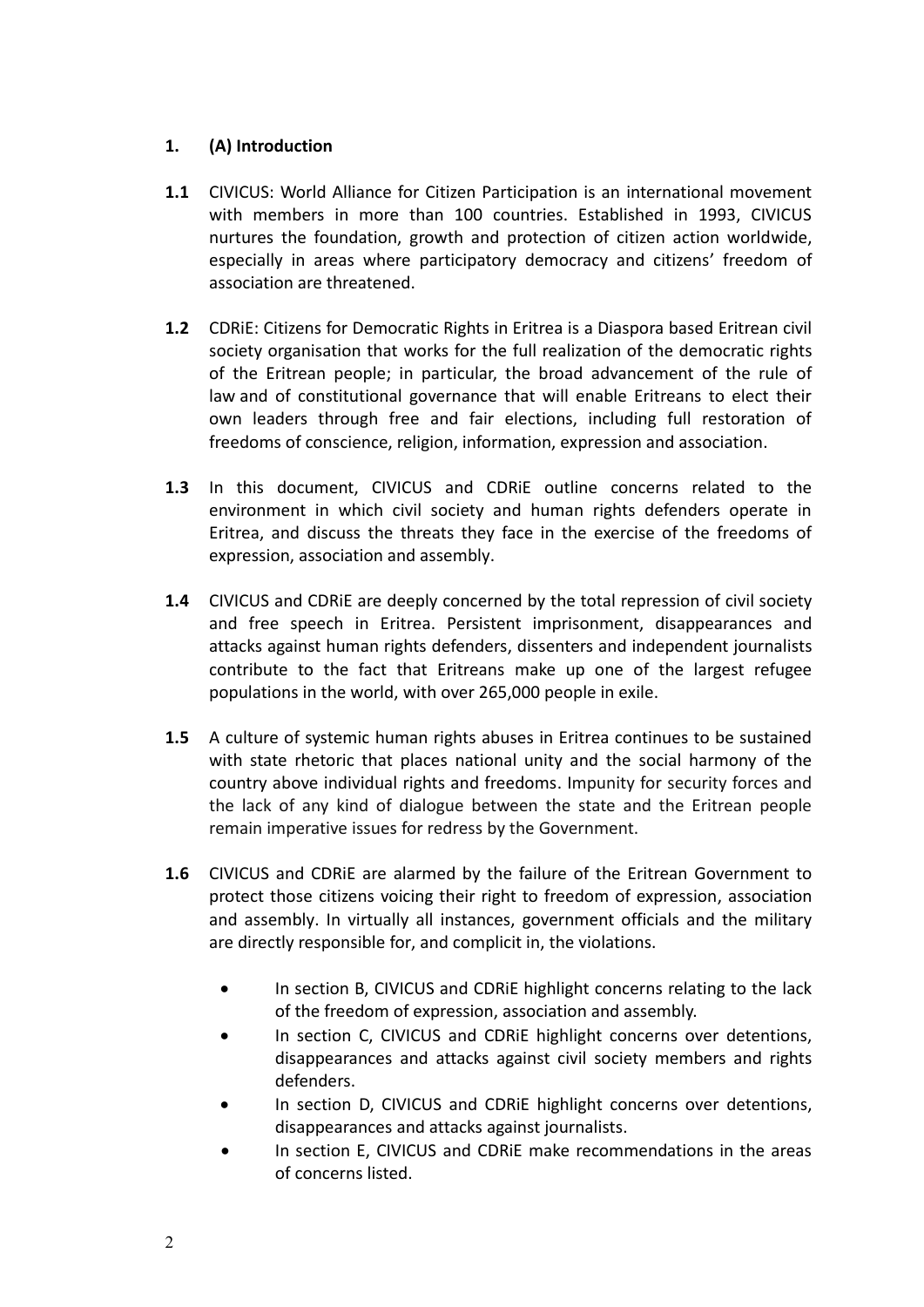## 1. (A) Introduction

**1.1** CIVICUS: World Alliance for Citizen Participation is an international movement with members in more than 100 countries. Established in 1993, CIVICUS nurtures the foundation, growth and protection of citizen action worldwide, especially in areas where participatory democracy and citizens' freedom of association are threatened.

**1.2** CDRiE: Citizens for Democratic Rights in Eritrea is a Diaspora based Eritrean civil society organisation that works for the full realization of the democratic rights of the Eritrean people; in particular, the broad advancement of the rule of law and of constitutional governance that will enable Eritreans to elect their own leaders through free and fair elections, including full restoration of freedoms of conscience, religion, information, expression and association.

**1.3** In this document, CIVICUS and CDRiE outline concerns related to the environment in which civil society and human rights defenders operate in Eritrea, and discuss the threats they face in the exercise of the freedoms of expression, association and assembly.

**1.4** CIVICUS and CDRiE are deeply concerned by the total repression of civil society and free speech in Eritrea. Persistent imprisonment, disappearances and attacks against human rights defenders, dissenters and independent journalists contribute to the fact that Eritreans make up one of the largest refugee populations in the world, with over 265,000 people in exile.

**1.5** A culture of systemic human rights abuses in Eritrea continues to be sustained with state rhetoric that places national unity and the social harmony of the country above individual rights and freedoms. Impunity for security forces and the lack of any kind of dialogue between the state and the Eritrean people remain imperative issues for redress by the Government.

**1.6** CIVICUS and CDRiE are alarmed by the failure of the Eritrean Government to protect those citizens voicing their right to freedom of expression, association and assembly. In virtually all instances, government officials and the military are directly responsible for, and complicit in, the violations.

- In section B, CIVICUS and CDRiE highlight concerns relating to the lack of the freedom of expression, association and assembly.
- In section C, CIVICUS and CDRiE highlight concerns over detentions, disappearances and attacks against civil society members and rights defenders.
- In section D, CIVICUS and CDRiE highlight concerns over detentions, disappearances and attacks against journalists.
- In section E, CIVICUS and CDRiE make recommendations in the areas of concerns listed.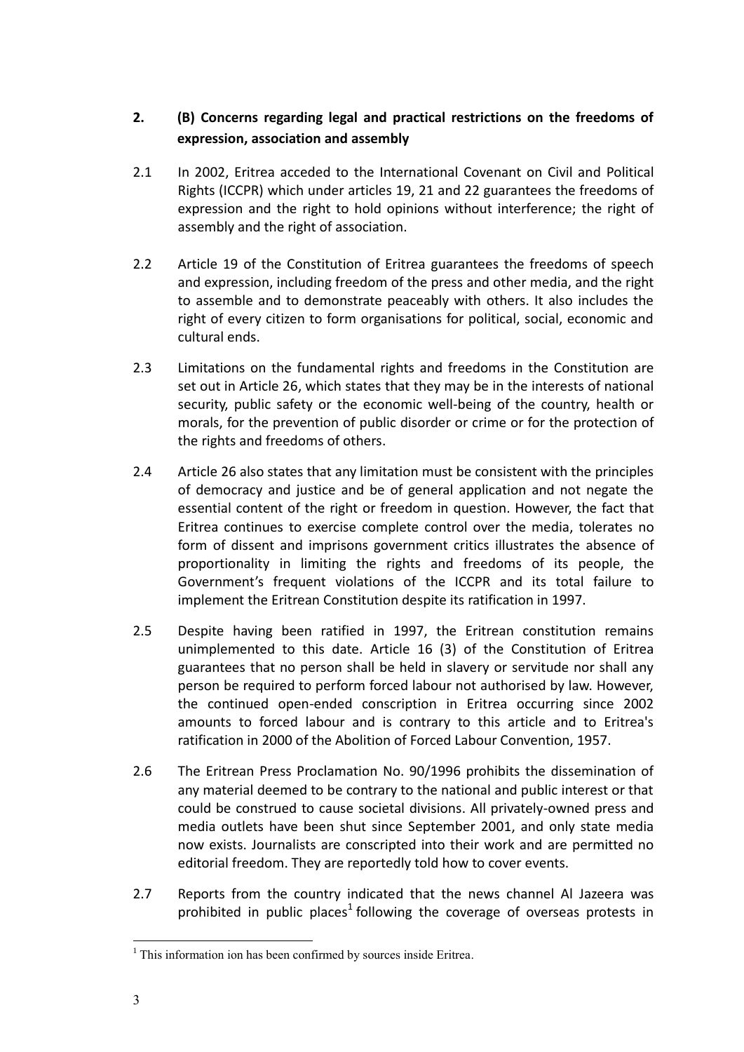## 2. (B) Concerns regarding legal and practical restrictions on the freedoms of expression, association and assembly

2.1 In 2002, Eritrea acceded to the International Covenant on Civil and Political Rights (ICCPR) which under articles 19, 21 and 22 guarantees the freedoms of expression and the right to hold opinions without interference; the right of assembly and the right of association.

2.2 Article 19 of the Constitution of Eritrea guarantees the freedoms of speech and expression, including freedom of the press and other media, and the right to assemble and to demonstrate peaceably with others. It also includes the right of every citizen to form organisations for political, social, economic and cultural ends.

2.3 Limitations on the fundamental rights and freedoms in the Constitution are set out in Article 26, which states that they may be in the interests of national security, public safety or the economic well-being of the country, health or morals, for the prevention of public disorder or crime or for the protection of the rights and freedoms of others.

2.4 Article 26 also states that any limitation must be consistent with the principles of democracy and justice and be of general application and not negate the essential content of the right or freedom in question. However, the fact that Eritrea continues to exercise complete control over the media, tolerates no form of dissent and imprisons government critics illustrates the absence of proportionality in limiting the rights and freedoms of its people, the Government's frequent violations of the ICCPR and its total failure to implement the Eritrean Constitution despite its ratification in 1997.

2.5 Despite having been ratified in 1997, the Eritrean constitution remains unimplemented to this date. Article 16 (3) of the Constitution of Eritrea guarantees that no person shall be held in slavery or servitude nor shall any person be required to perform forced labour not authorised by law. However, the continued open-ended conscription in Eritrea occurring since 2002 amounts to forced labour and is contrary to this article and to Eritrea's ratification in 2000 of the Abolition of Forced Labour Convention, 1957.

2.6 The Eritrean Press Proclamation No. 90/1996 prohibits the dissemination of any material deemed to be contrary to the national and public interest or that could be construed to cause societal divisions. All privately-owned press and media outlets have been shut since September 2001, and only state media now exists. Journalists are conscripted into their work and are permitted no editorial freedom. They are reportedly told how to cover events.

2.7 Reports from the country indicated that the news channel Al Jazeera was prohibited in public places[1] following the coverage of overseas protests in

[1] This information ion has been confirmed by sources inside Eritrea.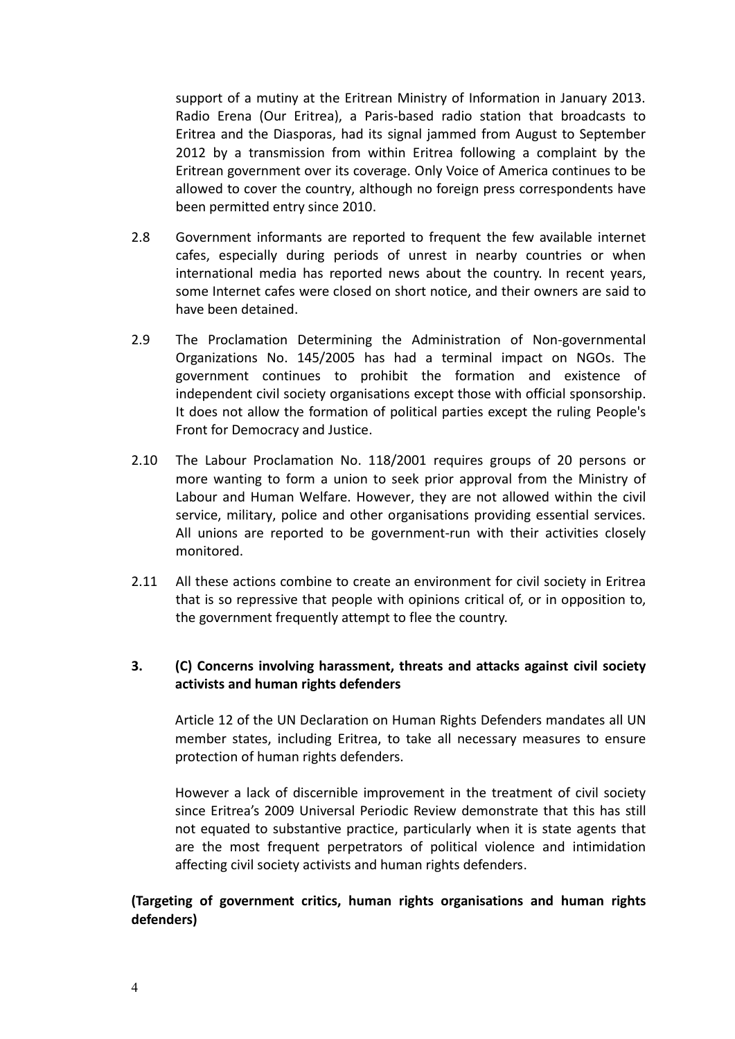support of a mutiny at the Eritrean Ministry of Information in January 2013. Radio Erena (Our Eritrea), a Paris-based radio station that broadcasts to Eritrea and the Diasporas, had its signal jammed from August to September 2012 by a transmission from within Eritrea following a complaint by the Eritrean government over its coverage. Only Voice of America continues to be allowed to cover the country, although no foreign press correspondents have been permitted entry since 2010.

2.8 Government informants are reported to frequent the few available internet cafes, especially during periods of unrest in nearby countries or when international media has reported news about the country. In recent years, some Internet cafes were closed on short notice, and their owners are said to have been detained.

2.9 The Proclamation Determining the Administration of Non-governmental Organizations No. 145/2005 has had a terminal impact on NGOs. The government continues to prohibit the formation and existence of independent civil society organisations except those with official sponsorship. It does not allow the formation of political parties except the ruling People's Front for Democracy and Justice.

2.10 The Labour Proclamation No. 118/2001 requires groups of 20 persons or more wanting to form a union to seek prior approval from the Ministry of Labour and Human Welfare. However, they are not allowed within the civil service, military, police and other organisations providing essential services. All unions are reported to be government-run with their activities closely monitored.

2.11 All these actions combine to create an environment for civil society in Eritrea that is so repressive that people with opinions critical of, or in opposition to, the government frequently attempt to flee the country.

## 3. (C) Concerns involving harassment, threats and attacks against civil society activists and human rights defenders

Article 12 of the UN Declaration on Human Rights Defenders mandates all UN member states, including Eritrea, to take all necessary measures to ensure protection of human rights defenders.

However a lack of discernible improvement in the treatment of civil society since Eritrea's 2009 Universal Periodic Review demonstrate that this has still not equated to substantive practice, particularly when it is state agents that are the most frequent perpetrators of political violence and intimidation affecting civil society activists and human rights defenders.

**(Targeting of government critics, human rights organisations and human rights defenders)**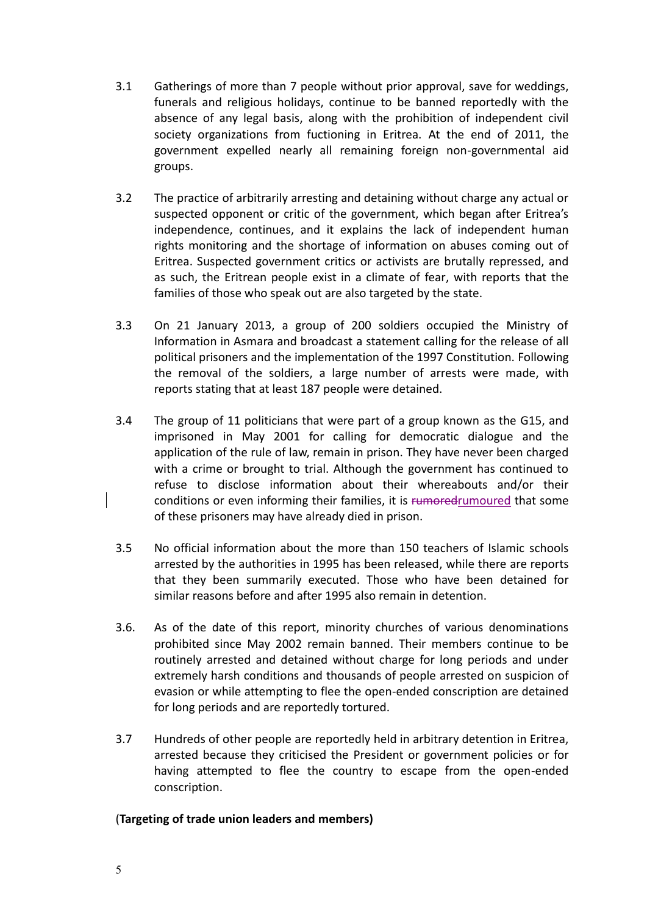3.1 Gatherings of more than 7 people without prior approval, save for weddings, funerals and religious holidays, continue to be banned reportedly with the absence of any legal basis, along with the prohibition of independent civil society organizations from fuctioning in Eritrea. At the end of 2011, the government expelled nearly all remaining foreign non-governmental aid groups.

3.2 The practice of arbitrarily arresting and detaining without charge any actual or suspected opponent or critic of the government, which began after Eritrea's independence, continues, and it explains the lack of independent human rights monitoring and the shortage of information on abuses coming out of Eritrea. Suspected government critics or activists are brutally repressed, and as such, the Eritrean people exist in a climate of fear, with reports that the families of those who speak out are also targeted by the state.

3.3 On 21 January 2013, a group of 200 soldiers occupied the Ministry of Information in Asmara and broadcast a statement calling for the release of all political prisoners and the implementation of the 1997 Constitution. Following the removal of the soldiers, a large number of arrests were made, with reports stating that at least 187 people were detained.

3.4 The group of 11 politicians that were part of a group known as the G15, and imprisoned in May 2001 for calling for democratic dialogue and the application of the rule of law, remain in prison. They have never been charged with a crime or brought to trial. Although the government has continued to refuse to disclose information about their whereabouts and/or their conditions or even informing their families, it is ~~rumored~~rumoured that some of these prisoners may have already died in prison.

3.5 No official information about the more than 150 teachers of Islamic schools arrested by the authorities in 1995 has been released, while there are reports that they been summarily executed. Those who have been detained for similar reasons before and after 1995 also remain in detention.

3.6. As of the date of this report, minority churches of various denominations prohibited since May 2002 remain banned. Their members continue to be routinely arrested and detained without charge for long periods and under extremely harsh conditions and thousands of people arrested on suspicion of evasion or while attempting to flee the open-ended conscription are detained for long periods and are reportedly tortured.

3.7 Hundreds of other people are reportedly held in arbitrary detention in Eritrea, arrested because they criticised the President or government policies or for having attempted to flee the country to escape from the open-ended conscription.

(**Targeting of trade union leaders and members)**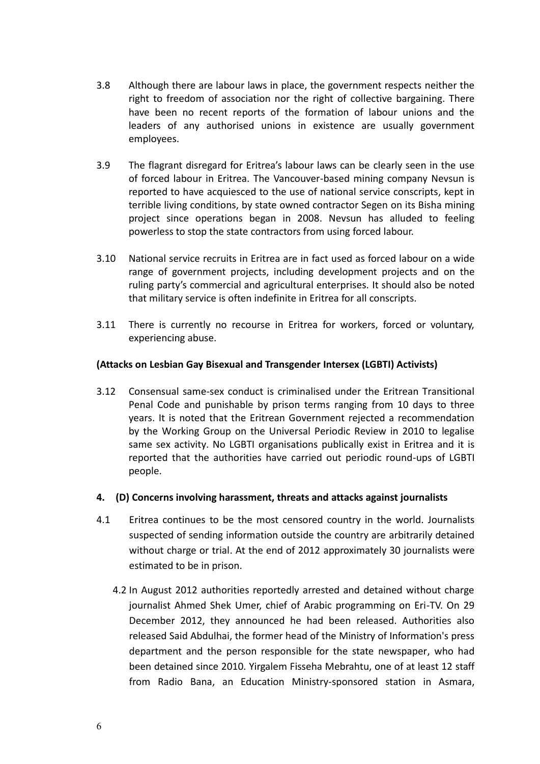3.8 Although there are labour laws in place, the government respects neither the right to freedom of association nor the right of collective bargaining. There have been no recent reports of the formation of labour unions and the leaders of any authorised unions in existence are usually government employees.

3.9 The flagrant disregard for Eritrea's labour laws can be clearly seen in the use of forced labour in Eritrea. The Vancouver-based mining company Nevsun is reported to have acquiesced to the use of national service conscripts, kept in terrible living conditions, by state owned contractor Segen on its Bisha mining project since operations began in 2008. Nevsun has alluded to feeling powerless to stop the state contractors from using forced labour.

3.10 National service recruits in Eritrea are in fact used as forced labour on a wide range of government projects, including development projects and on the ruling party's commercial and agricultural enterprises. It should also be noted that military service is often indefinite in Eritrea for all conscripts.

3.11 There is currently no recourse in Eritrea for workers, forced or voluntary, experiencing abuse.

**(Attacks on Lesbian Gay Bisexual and Transgender Intersex (LGBTI) Activists)**

3.12 Consensual same-sex conduct is criminalised under the Eritrean Transitional Penal Code and punishable by prison terms ranging from 10 days to three years. It is noted that the Eritrean Government rejected a recommendation by the Working Group on the Universal Periodic Review in 2010 to legalise same sex activity. No LGBTI organisations publically exist in Eritrea and it is reported that the authorities have carried out periodic round-ups of LGBTI people.

## 4. (D) Concerns involving harassment, threats and attacks against journalists

4.1 Eritrea continues to be the most censored country in the world. Journalists suspected of sending information outside the country are arbitrarily detained without charge or trial. At the end of 2012 approximately 30 journalists were estimated to be in prison.

4.2 In August 2012 authorities reportedly arrested and detained without charge journalist Ahmed Shek Umer, chief of Arabic programming on Eri-TV. On 29 December 2012, they announced he had been released. Authorities also released Said Abdulhai, the former head of the Ministry of Information's press department and the person responsible for the state newspaper, who had been detained since 2010. Yirgalem Fisseha Mebrahtu, one of at least 12 staff from Radio Bana, an Education Ministry-sponsored station in Asmara,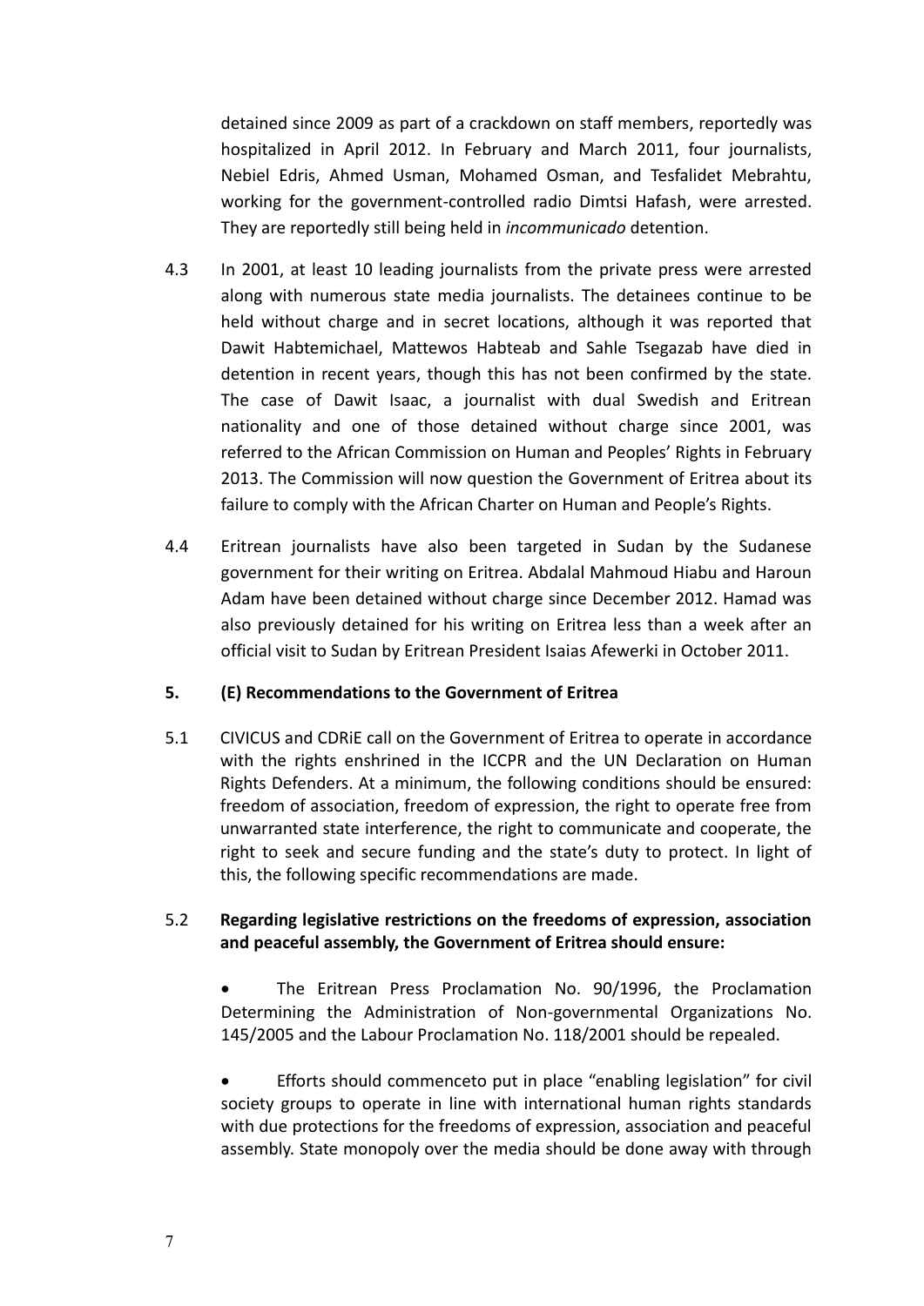detained since 2009 as part of a crackdown on staff members, reportedly was hospitalized in April 2012. In February and March 2011, four journalists, Nebiel Edris, Ahmed Usman, Mohamed Osman, and Tesfalidet Mebrahtu, working for the government-controlled radio Dimtsi Hafash, were arrested. They are reportedly still being held in *incommunicado* detention.

4.3 In 2001, at least 10 leading journalists from the private press were arrested along with numerous state media journalists. The detainees continue to be held without charge and in secret locations, although it was reported that Dawit Habtemichael, Mattewos Habteab and Sahle Tsegazab have died in detention in recent years, though this has not been confirmed by the state. The case of Dawit Isaac, a journalist with dual Swedish and Eritrean nationality and one of those detained without charge since 2001, was referred to the African Commission on Human and Peoples' Rights in February 2013. The Commission will now question the Government of Eritrea about its failure to comply with the African Charter on Human and People's Rights.

4.4 Eritrean journalists have also been targeted in Sudan by the Sudanese government for their writing on Eritrea. Abdalal Mahmoud Hiabu and Haroun Adam have been detained without charge since December 2012. Hamad was also previously detained for his writing on Eritrea less than a week after an official visit to Sudan by Eritrean President Isaias Afewerki in October 2011.

## 5. (E) Recommendations to the Government of Eritrea

5.1 CIVICUS and CDRiE call on the Government of Eritrea to operate in accordance with the rights enshrined in the ICCPR and the UN Declaration on Human Rights Defenders. At a minimum, the following conditions should be ensured: freedom of association, freedom of expression, the right to operate free from unwarranted state interference, the right to communicate and cooperate, the right to seek and secure funding and the state's duty to protect. In light of this, the following specific recommendations are made.

5.2 **Regarding legislative restrictions on the freedoms of expression, association and peaceful assembly, the Government of Eritrea should ensure:**

- The Eritrean Press Proclamation No. 90/1996, the Proclamation Determining the Administration of Non-governmental Organizations No. 145/2005 and the Labour Proclamation No. 118/2001 should be repealed.

- Efforts should commenceto put in place "enabling legislation" for civil society groups to operate in line with international human rights standards with due protections for the freedoms of expression, association and peaceful assembly. State monopoly over the media should be done away with through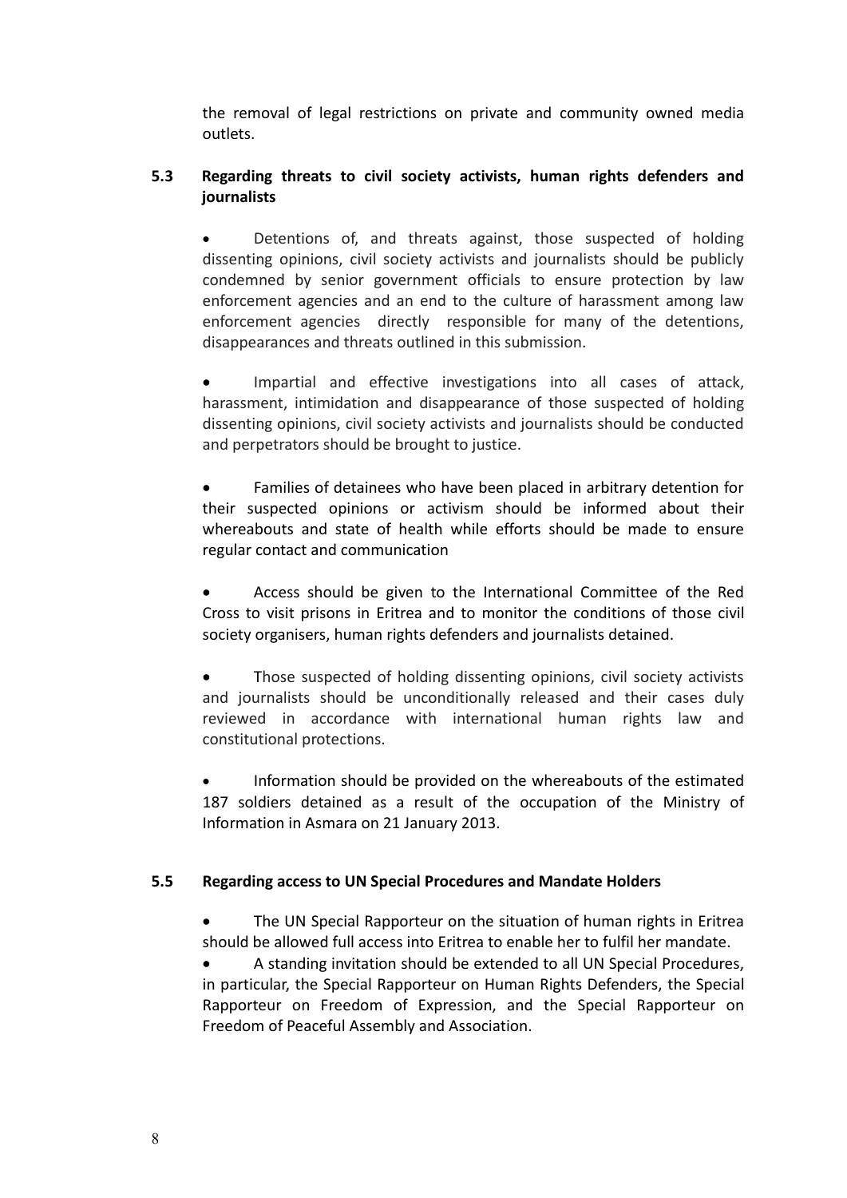the removal of legal restrictions on private and community owned media outlets.

### 5.3 Regarding threats to civil society activists, human rights defenders and journalists

- Detentions of, and threats against, those suspected of holding dissenting opinions, civil society activists and journalists should be publicly condemned by senior government officials to ensure protection by law enforcement agencies and an end to the culture of harassment among law enforcement agencies directly responsible for many of the detentions, disappearances and threats outlined in this submission.

- Impartial and effective investigations into all cases of attack, harassment, intimidation and disappearance of those suspected of holding dissenting opinions, civil society activists and journalists should be conducted and perpetrators should be brought to justice.

- Families of detainees who have been placed in arbitrary detention for their suspected opinions or activism should be informed about their whereabouts and state of health while efforts should be made to ensure regular contact and communication

- Access should be given to the International Committee of the Red Cross to visit prisons in Eritrea and to monitor the conditions of those civil society organisers, human rights defenders and journalists detained.

- Those suspected of holding dissenting opinions, civil society activists and journalists should be unconditionally released and their cases duly reviewed in accordance with international human rights law and constitutional protections.

- Information should be provided on the whereabouts of the estimated 187 soldiers detained as a result of the occupation of the Ministry of Information in Asmara on 21 January 2013.

### 5.5 Regarding access to UN Special Procedures and Mandate Holders

- The UN Special Rapporteur on the situation of human rights in Eritrea should be allowed full access into Eritrea to enable her to fulfil her mandate.
- A standing invitation should be extended to all UN Special Procedures, in particular, the Special Rapporteur on Human Rights Defenders, the Special Rapporteur on Freedom of Expression, and the Special Rapporteur on Freedom of Peaceful Assembly and Association.